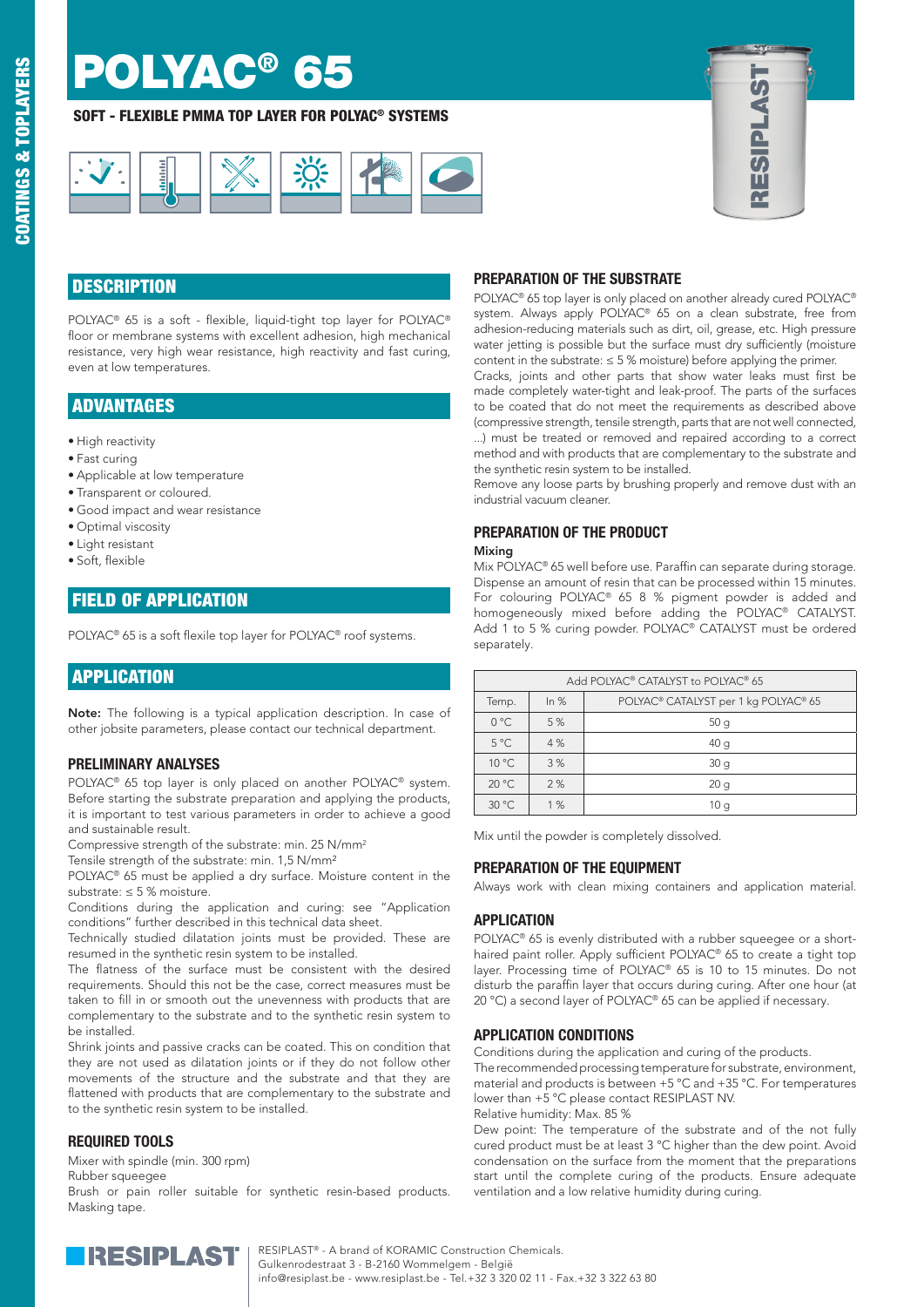# POLYAC® 65

**SOFT - FLEXIBLE PMMA TOP LAYER FOR POLYAC® SYSTEMS**

## DESCRIPTION

POLYAC® 65 is a soft - flexible, liquid-tight top layer for POLYAC® floor or membrane systems with excellent adhesion, high mechanical resistance, very high wear resistance, high reactivity and fast curing, even at low temperatures.

## ADVANTAGES

- High reactivity
- Fast curing
- Applicable at low temperature
- Transparent or coloured.
- Good impact and wear resistance
- Optimal viscosity
- Light resistant
- Soft, flexible

## FIELD OF APPLICATION

POLYAC® 65 is a soft flexile top layer for POLYAC® roof systems.

## APPLICATION

**Note:** The following is a typical application description. In case of other jobsite parameters, please contact our technical department.

### PRELIMINARY ANALYSES

POLYAC® 65 top layer is only placed on another POLYAC® system. Before starting the substrate preparation and applying the products, it is important to test various parameters in order to achieve a good and sustainable result.

Compressive strength of the substrate: min. 25 N/mm²

Tensile strength of the substrate: min. 1,5 N/mm²

POLYAC® 65 must be applied a dry surface. Moisture content in the substrate: ≤ 5 % moisture.

Conditions during the application and curing: see "Application conditions" further described in this technical data sheet.

Technically studied dilatation joints must be provided. These are resumed in the synthetic resin system to be installed.

The flatness of the surface must be consistent with the desired requirements. Should this not be the case, correct measures must be taken to fill in or smooth out the unevenness with products that are complementary to the substrate and to the synthetic resin system to be installed.

Shrink joints and passive cracks can be coated. This on condition that they are not used as dilatation joints or if they do not follow other movements of the structure and the substrate and that they are flattened with products that are complementary to the substrate and to the synthetic resin system to be installed.

### REQUIRED TOOLS

Mixer with spindle (min. 300 rpm)

Rubber squeegee

Brush or pain roller suitable for synthetic resin-based products.

Masking tape.

### PREPARATION OF THE SUBSTRATE

POLYAC® 65 top layer is only placed on another already cured POLYAC® system. Always apply POLYAC® 65 on a clean substrate, free from adhesion-reducing materials such as dirt, oil, grease, etc. High pressure water jetting is possible but the surface must dry sufficiently (moisture content in the substrate: ≤ 5 % moisture) before applying the primer.

Cracks, joints and other parts that show water leaks must first be made completely water-tight and leak-proof. The parts of the surfaces to be coated that do not meet the requirements as described above (compressive strength, tensile strength, parts that are not well connected, ...) must be treated or removed and repaired according to a correct method and with products that are complementary to the substrate and the synthetic resin system to be installed.

Remove any loose parts by brushing properly and remove dust with an industrial vacuum cleaner.

### PREPARATION OF THE PRODUCT

**Mixing**

Mix POLYAC® 65 well before use. Paraffin can separate during storage. Dispense an amount of resin that can be processed within 15 minutes. For colouring POLYAC® 65 8 % pigment powder is added and homogeneously mixed before adding the POLYAC® CATALYST. Add 1 to 5 % curing powder. POLYAC® CATALYST must be ordered separately.

| Add POLYAC® CATALYST to POLYAC® 65 | | |
|---|---|---|
| Temp. | In % | POLYAC® CATALYST per 1 kg POLYAC® 65 |
| 0 °C | 5 % | 50 g |
| 5 °C | 4 % | 40 g |
| 10 °C | 3 % | 30 g |
| 20 °C | 2 % | 20 g |
| 30 °C | 1 % | 10 g |

Mix until the powder is completely dissolved.

### PREPARATION OF THE EQUIPMENT

Always work with clean mixing containers and application material.

### APPLICATION

POLYAC® 65 is evenly distributed with a rubber squeegee or a short-haired paint roller. Apply sufficient POLYAC® 65 to create a tight top layer. Processing time of POLYAC® 65 is 10 to 15 minutes. Do not disturb the paraffin layer that occurs during curing. After one hour (at 20 °C) a second layer of POLYAC® 65 can be applied if necessary.

### APPLICATION CONDITIONS

Conditions during the application and curing of the products.

The recommended processing temperature for substrate, environment, material and products is between +5 °C and +35 °C. For temperatures lower than +5 °C please contact RESIPLAST NV.

Relative humidity: Max. 85 %

Dew point: The temperature of the substrate and of the not fully cured product must be at least 3 °C higher than the dew point. Avoid condensation on the surface from the moment that the preparations start until the complete curing of the products. Ensure adequate ventilation and a low relative humidity during curing.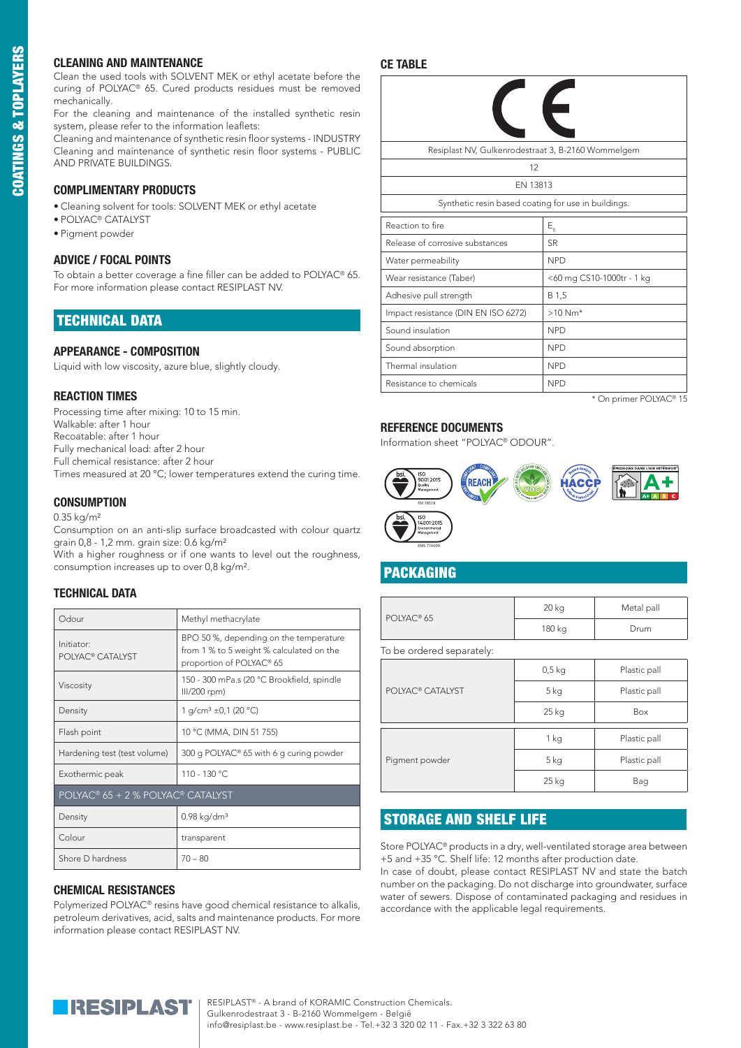## CLEANING AND MAINTENANCE

Clean the used tools with SOLVENT MEK or ethyl acetate before the curing of POLYAC® 65. Cured products residues must be removed mechanically.

For the cleaning and maintenance of the installed synthetic resin system, please refer to the information leaflets:

Cleaning and maintenance of synthetic resin floor systems - INDUSTRY

Cleaning and maintenance of synthetic resin floor systems - PUBLIC AND PRIVATE BUILDINGS.

## COMPLIMENTARY PRODUCTS

- Cleaning solvent for tools: SOLVENT MEK or ethyl acetate
- POLYAC® CATALYST
- Pigment powder

## ADVICE / FOCAL POINTS

To obtain a better coverage a fine filler can be added to POLYAC® 65. For more information please contact RESIPLAST NV.

# TECHNICAL DATA

## APPEARANCE - COMPOSITION

Liquid with low viscosity, azure blue, slightly cloudy.

## REACTION TIMES

Processing time after mixing: 10 to 15 min.
Walkable: after 1 hour
Recoatable: after 1 hour
Fully mechanical load: after 2 hour
Full chemical resistance: after 2 hour
Times measured at 20 °C; lower temperatures extend the curing time.

## CONSUMPTION

0.35 kg/m²

Consumption on an anti-slip surface broadcasted with colour quartz grain 0,8 - 1,2 mm. grain size: 0.6 kg/m²

With a higher roughness or if one wants to level out the roughness, consumption increases up to over 0,8 kg/m².

## TECHNICAL DATA

| | |
|---|---|
| Odour | Methyl methacrylate |
| Initiator: POLYAC® CATALYST | BPO 50 %, depending on the temperature from 1 % to 5 weight % calculated on the proportion of POLYAC® 65 |
| Viscosity | 150 - 300 mPa.s (20 °C Brookfield, spindle III/200 rpm) |
| Density | 1 g/cm³ ±0,1 (20 °C) |
| Flash point | 10 °C (MMA, DIN 51 755) |
| Hardening test (test volume) | 300 g POLYAC® 65 with 6 g curing powder |
| Exothermic peak | 110 - 130 °C |
| **POLYAC® 65 + 2 % POLYAC® CATALYST** | |
| Density | 0.98 kg/dm³ |
| Colour | transparent |
| Shore D hardness | 70 – 80 |

## CHEMICAL RESISTANCES

Polymerized POLYAC® resins have good chemical resistance to alkalis, petroleum derivatives, acid, salts and maintenance products. For more information please contact RESIPLAST NV.

## CE TABLE

| CE | |
|---|---|
| Resiplast NV, Gulkenrodestraat 3, B-2160 Wommelgem | |
| 12 | |
| EN 13813 | |
| Synthetic resin based coating for use in buildings. | |
| Reaction to fire | $E_{fl}$ |
| Release of corrosive substances | SR |
| Water permeability | NPD |
| Wear resistance (Taber) | <60 mg CS10-1000tr - 1 kg |
| Adhesive pull strength | B 1,5 |
| Impact resistance (DIN EN ISO 6272) | >10 Nm* |
| Sound insulation | NPD |
| Sound absorption | NPD |
| Thermal insulation | NPD |
| Resistance to chemicals | NPD |

\* On primer POLYAC® 15

## REFERENCE DOCUMENTS

Information sheet "POLYAC® ODOUR".

ISO 9001:2015 Quality Management FM 78518

ISO 14001:2015 Environmental Management EMS 716699

# PACKAGING

| | | |
|---|---|---|
| POLYAC® 65 | 20 kg | Metal pall |
| | 180 kg | Drum |

To be ordered separately:

| | | |
|---|---|---|
| POLYAC® CATALYST | 0,5 kg | Plastic pall |
| | 5 kg | Plastic pall |
| | 25 kg | Box |
| Pigment powder | 1 kg | Plastic pall |
| | 5 kg | Plastic pall |
| | 25 kg | Bag |

# STORAGE AND SHELF LIFE

Store POLYAC® products in a dry, well-ventilated storage area between +5 and +35 °C. Shelf life: 12 months after production date.

In case of doubt, please contact RESIPLAST NV and state the batch number on the packaging. Do not discharge into groundwater, surface water of sewers. Dispose of contaminated packaging and residues in accordance with the applicable legal requirements.

RESIPLAST® - A brand of KORAMIC Construction Chemicals.
Gulkenrodestraat 3 - B-2160 Wommelgem - België
info@resiplast.be - www.resiplast.be - Tel.+32 3 320 02 11 - Fax.+32 3 322 63 80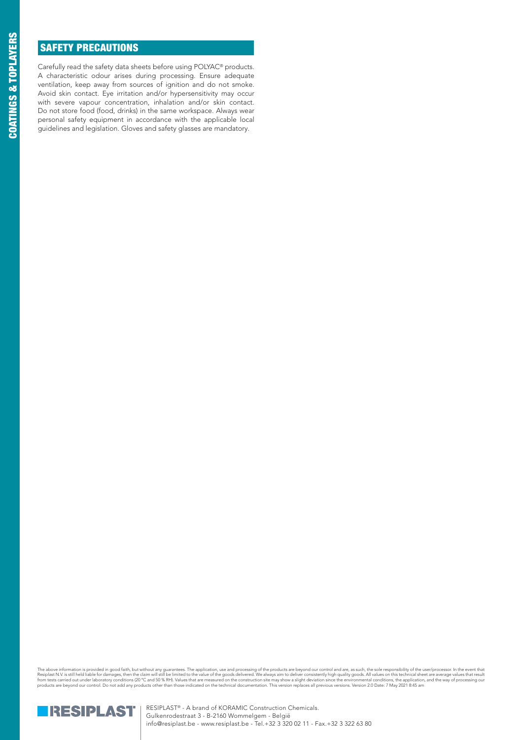## SAFETY PRECAUTIONS

Carefully read the safety data sheets before using POLYAC® products. A characteristic odour arises during processing. Ensure adequate ventilation, keep away from sources of ignition and do not smoke. Avoid skin contact. Eye irritation and/or hypersensitivity may occur with severe vapour concentration, inhalation and/or skin contact. Do not store food (food, drinks) in the same workspace. Always wear personal safety equipment in accordance with the applicable local guidelines and legislation. Gloves and safety glasses are mandatory.

The above information is provided in good faith, but without any guarantees. The application, use and processing of the products are beyond our control and are, as such, the sole responsibility of the user/processor. In the event that Resiplast N.V. is still held liable for damages, then the claim will still be limited to the value of the goods delivered. We always aim to deliver consistently high quality goods. All values on this technical sheet are average values that result from tests carried out under laboratory conditions (20 °C and 50 % RH). Values that are measured on the construction site may show a slight deviation since the environmental conditions, the application, and the way of processing our products are beyond our control. Do not add any products other than those indicated on the technical documentation. This version replaces all previous versions. Version 2.0 Date: 7 May 2021 8:45 am

RESIPLAST

RESIPLAST® - A brand of KORAMIC Construction Chemicals.
Gulkenrodestraat 3 - B-2160 Wommelgem - België
info@resiplast.be - www.resiplast.be - Tel.+32 3 320 02 11 - Fax.+32 3 322 63 80